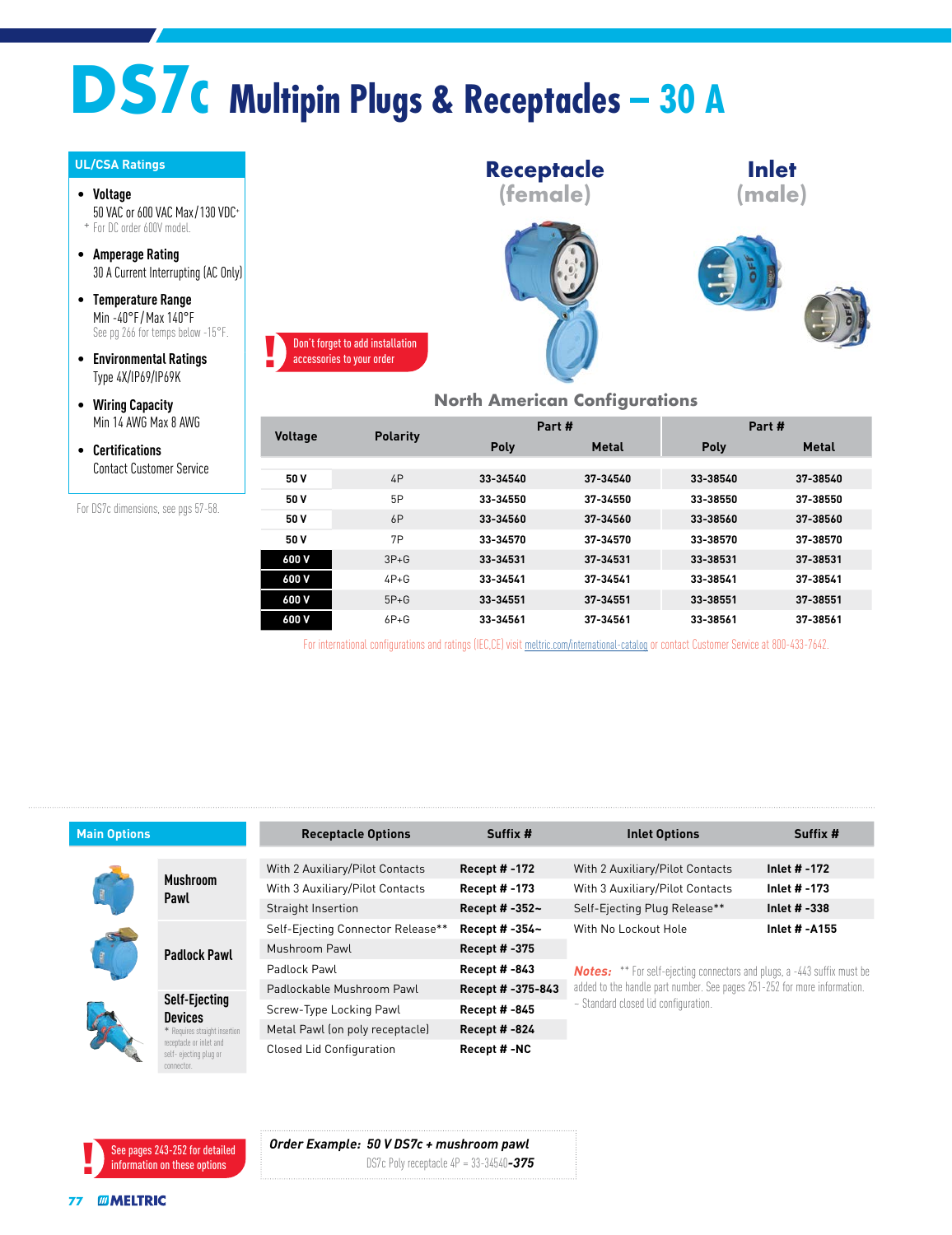# DS7c Multipin Plugs & Receptacles – 30 A

## UL/CSA Ratings

- **Voltage**
  50 VAC or 600 VAC Max/130 VDC+
  + For DC order 600V model.
- **Amperage Rating**
  30 A Current Interrupting (AC Only)
- **Temperature Range**
  Min -40°F / Max 140°F
  See pg 266 for temps below -15°F.
- **Environmental Ratings**
  Type 4X/IP69/IP69K
- **Wiring Capacity**
  Min 14 AWG Max 8 AWG
- **Certifications**
  Contact Customer Service

For DS7c dimensions, see pgs 57-58.

**Receptacle (female)**

**Inlet (male)**

! Don't forget to add installation accessories to your order

## North American Configurations

| Voltage | Polarity | Receptacle Part # Poly | Receptacle Part # Metal | Inlet Part # Poly | Inlet Part # Metal |
|---|---|---|---|---|---|
| 50 V | 4P | 33-34540 | 37-34540 | 33-38540 | 37-38540 |
| 50 V | 5P | 33-34550 | 37-34550 | 33-38550 | 37-38550 |
| 50 V | 6P | 33-34560 | 37-34560 | 33-38560 | 37-38560 |
| 50 V | 7P | 33-34570 | 37-34570 | 33-38570 | 37-38570 |
| 600 V | 3P+G | 33-34531 | 37-34531 | 33-38531 | 37-38531 |
| 600 V | 4P+G | 33-34541 | 37-34541 | 33-38541 | 37-38541 |
| 600 V | 5P+G | 33-34551 | 37-34551 | 33-38551 | 37-38551 |
| 600 V | 6P+G | 33-34561 | 37-34561 | 33-38561 | 37-38561 |

For international configurations and ratings (IEC,CE) visit meltric.com/international-catalog or contact Customer Service at 800-433-7642.

## Main Options

- Mushroom Pawl
- Padlock Pawl
- Self-Ejecting Devices
  * Requires straight insertion receptacle or inlet and self- ejecting plug or connector.

| Receptacle Options | Suffix # |
|---|---|
| With 2 Auxiliary/Pilot Contacts | Recept # -172 |
| With 3 Auxiliary/Pilot Contacts | Recept # -173 |
| Straight Insertion | Recept # -352~ |
| Self-Ejecting Connector Release** | Recept # -354~ |
| Mushroom Pawl | Recept # -375 |
| Padlock Pawl | Recept # -843 |
| Padlockable Mushroom Pawl | Recept # -375-843 |
| Screw-Type Locking Pawl | Recept # -845 |
| Metal Pawl (on poly receptacle) | Recept # -824 |
| Closed Lid Configuration | Recept # -NC |

| Inlet Options | Suffix # |
|---|---|
| With 2 Auxiliary/Pilot Contacts | Inlet # -172 |
| With 3 Auxiliary/Pilot Contacts | Inlet # -173 |
| Self-Ejecting Plug Release** | Inlet # -338 |
| With No Lockout Hole | Inlet # -A155 |

*Notes:* ** For self-ejecting connectors and plugs, a -443 suffix must be added to the handle part number. See pages 251-252 for more information.
~ Standard closed lid configuration.

! See pages 243-252 for detailed information on these options

***Order Example: 50 V DS7c + mushroom pawl***
DS7c Poly receptacle 4P = 33-34540***-375***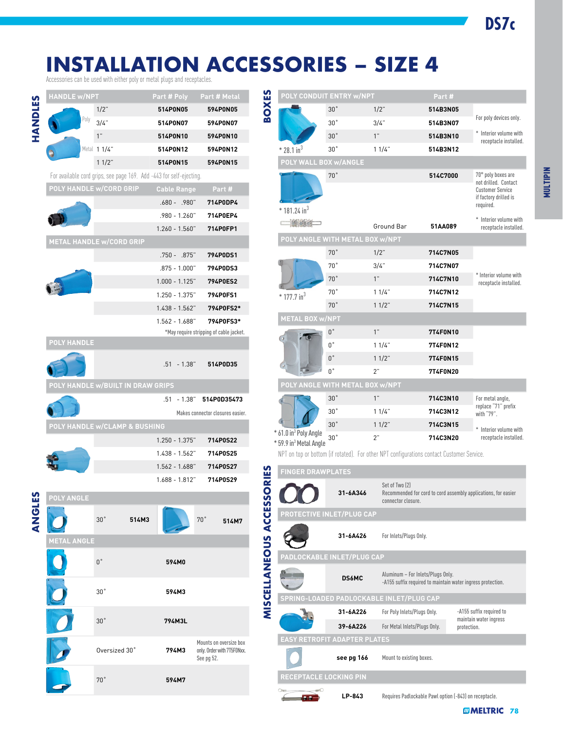# INSTALLATION ACCESSORIES – SIZE 4

Accessories can be used with either poly or metal plugs and receptacles.

## HANDLES

### HANDLE w/NPT

| | Size | Part # Poly | Part # Metal |
|---|---|---|---|
| Poly | 1/2" | 514P0N05 | 594P0N05 |
| | 3/4" | 514P0N07 | 594P0N07 |
| | 1" | 514P0N10 | 594P0N10 |
| Metal | 1 1/4" | 514P0N12 | 594P0N12 |
| | 1 1/2" | 514P0N15 | 594P0N15 |

For available cord grips, see page 169. Add -443 for self-ejecting.

### POLY HANDLE w/CORD GRIP

| Cable Range | Part # |
|---|---|
| .680 - .980" | 714P0DP4 |
| .980 - 1.260" | 714P0EP4 |
| 1.260 - 1.560" | 714P0FP1 |

### METAL HANDLE w/CORD GRIP

| Cable Range | Part # |
|---|---|
| .750 - .875" | 794P0DS1 |
| .875 - 1.000" | 794P0DS3 |
| 1.000 - 1.125" | 794P0ES2 |
| 1.250 - 1.375" | 794P0FS1 |
| 1.438 - 1.562" | 794P0FS2* |
| 1.562 - 1.688" | 794P0FS3* |

*May require stripping of cable jacket.

### POLY HANDLE

| Cable Range | Part # |
|---|---|
| .51 - 1.38" | 514P0D35 |

### POLY HANDLE w/BUILT IN DRAW GRIPS

| Cable Range | Part # |
|---|---|
| .51 - 1.38" | 514P0D35473 |

Makes connector closures easier.

### POLY HANDLE w/CLAMP & BUSHING

| Cable Range | Part # |
|---|---|
| 1.250 - 1.375" | 714P0S22 |
| 1.438 - 1.562" | 714P0S25 |
| 1.562 - 1.688" | 714P0S27 |
| 1.688 - 1.812" | 714P0S29 |

## ANGLES

### POLY ANGLE

| Angle | Part # | Angle | Part # |
|---|---|---|---|
| 30˚ | 514M3 | 70˚ | 514M7 |

### METAL ANGLE

| Angle | Part # | Notes |
|---|---|---|
| 0˚ | 594M0 | |
| 30˚ | 594M3 | |
| 30˚ | 794M3L | |
| Oversized 30˚ | 794M3 | Mounts on oversize box only. Order with 7T5F0Nxx. See pg 52. |
| 70˚ | 594M7 | |

## BOXES

### POLY CONDUIT ENTRY w/NPT

| Angle | NPT | Part # |
|---|---|---|
| 30˚ | 1/2" | 514B3N05 |
| 30˚ | 3/4" | 514B3N07 |
| 30˚ | 1" | 514B3N10 |
| 30˚ | 1 1/4" | 514B3N12 |

\* 28.1 $in^3$

For poly devices only.

\* Interior volume with receptacle installed.

### POLY WALL BOX w/ANGLE

| Angle | | Part # |
|---|---|---|
| 70˚ | | 514C7000 |
| | Ground Bar | 51AA089 |

\* 181.24 $in^3$

70° poly boxes are not drilled. Contact Customer Service if factory drilled is required.

\* Interior volume with receptacle installed.

### POLY ANGLE WITH METAL BOX w/NPT

| Angle | NPT | Part # |
|---|---|---|
| 70˚ | 1/2" | 714C7N05 |
| 70˚ | 3/4" | 714C7N07 |
| 70˚ | 1" | 714C7N10 |
| 70˚ | 1 1/4" | 714C7N12 |
| 70˚ | 1 1/2" | 714C7N15 |

\* 177.7 $in^3$

\* Interior volume with receptacle installed.

### METAL BOX w/NPT

| Angle | NPT | Part # |
|---|---|---|
| 0˚ | 1" | 7T4F0N10 |
| 0˚ | 1 1/4" | 7T4F0N12 |
| 0˚ | 1 1/2" | 7T4F0N15 |
| 0˚ | 2" | 7T4F0N20 |

### POLY ANGLE WITH METAL BOX w/NPT

| Angle | NPT | Part # |
|---|---|---|
| 30˚ | 1" | 714C3N10 |
| 30˚ | 1 1/4" | 714C3N12 |
| 30˚ | 1 1/2" | 714C3N15 |
| 30˚ | 2" | 714C3N20 |

\* 61.0 $in^3$ Poly Angle

\* 59.9 $in^3$ Metal Angle

For metal angle, replace "71" prefix with "79".

\* Interior volume with receptacle installed.

NPT on top or bottom (if rotated). For other NPT configurations contact Customer Service.

## MISCELLANEOUS ACCESSORIES

### FINGER DRAWPLATES

| Part # | Description |
|---|---|
| 31-6A346 | Set of Two (2) Recommended for cord to cord assembly applications, for easier connector closure. |

### PROTECTIVE INLET/PLUG CAP

| Part # | Description |
|---|---|
| 31-6A426 | For Inlets/Plugs Only. |

### PADLOCKABLE INLET/PLUG CAP

| Part # | Description |
|---|---|
| DS6MC | Aluminum – For Inlets/Plugs Only. -A155 suffix required to maintain water ingress protection. |

### SPRING-LOADED PADLOCKABLE INLET/PLUG CAP

| Part # | Description | Notes |
|---|---|---|
| 31-6A226 | For Poly Inlets/Plugs Only. | -A155 suffix required to maintain water ingress protection. |
| 39-6A226 | For Metal Inlets/Plugs Only. | |

### EASY RETROFIT ADAPTER PLATES

| Part # | Description |
|---|---|
| see pg 166 | Mount to existing boxes. |

### RECEPTACLE LOCKING PIN

| Part # | Description |
|---|---|
| LP-843 | Requires Padlockable Pawl option (-843) on receptacle. |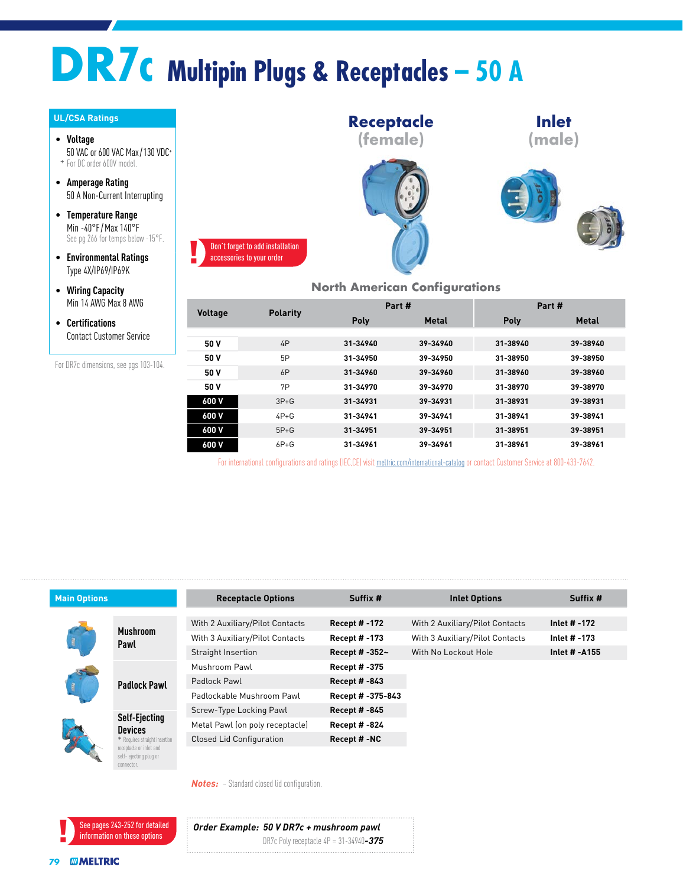# DR7c Multipin Plugs & Receptacles – 50 A

## UL/CSA Ratings

- **Voltage**
  50 VAC or 600 VAC Max/130 VDC+
  + For DC order 600V model.
- **Amperage Rating**
  50 A Non-Current Interrupting
- **Temperature Range**
  Min -40°F / Max 140°F
  See pg 266 for temps below -15°F.
- **Environmental Ratings**
  Type 4X/IP69/IP69K
- **Wiring Capacity**
  Min 14 AWG Max 8 AWG
- **Certifications**
  Contact Customer Service

For DR7c dimensions, see pgs 103-104.

**Receptacle (female)**

**Inlet (male)**

! Don't forget to add installation accessories to your order

## North American Configurations

| Voltage | Polarity | Receptacle Part # | | Inlet Part # | |
|---|---|---|---|---|---|
| | | Poly | Metal | Poly | Metal |
| 50 V | 4P | 31-34940 | 39-34940 | 31-38940 | 39-38940 |
| 50 V | 5P | 31-34950 | 39-34950 | 31-38950 | 39-38950 |
| 50 V | 6P | 31-34960 | 39-34960 | 31-38960 | 39-38960 |
| 50 V | 7P | 31-34970 | 39-34970 | 31-38970 | 39-38970 |
| 600 V | 3P+G | 31-34931 | 39-34931 | 31-38931 | 39-38931 |
| 600 V | 4P+G | 31-34941 | 39-34941 | 31-38941 | 39-38941 |
| 600 V | 5P+G | 31-34951 | 39-34951 | 31-38951 | 39-38951 |
| 600 V | 6P+G | 31-34961 | 39-34961 | 31-38961 | 39-38961 |

For international configurations and ratings (IEC,CE) visit meltric.com/international-catalog or contact Customer Service at 800-433-7642.

## Main Options

- **Mushroom Pawl**
- **Padlock Pawl**
- **Self-Ejecting Devices**
  * Requires straight insertion receptacle or inlet and self- ejecting plug or connector.

| Receptacle Options | Suffix # | Inlet Options | Suffix # |
|---|---|---|---|
| With 2 Auxiliary/Pilot Contacts | Recept # -172 | With 2 Auxiliary/Pilot Contacts | Inlet # -172 |
| With 3 Auxiliary/Pilot Contacts | Recept # -173 | With 3 Auxiliary/Pilot Contacts | Inlet # -173 |
| Straight Insertion | Recept # -352~ | With No Lockout Hole | Inlet # -A155 |
| Mushroom Pawl | Recept # -375 | | |
| Padlock Pawl | Recept # -843 | | |
| Padlockable Mushroom Pawl | Recept # -375-843 | | |
| Screw-Type Locking Pawl | Recept # -845 | | |
| Metal Pawl (on poly receptacle) | Recept # -824 | | |
| Closed Lid Configuration | Recept # -NC | | |

*Notes:* ~ Standard closed lid configuration.

! See pages 243-252 for detailed information on these options

*Order Example: 50 V DR7c + mushroom pawl*
DR7c Poly receptacle 4P = 31-34940***-375***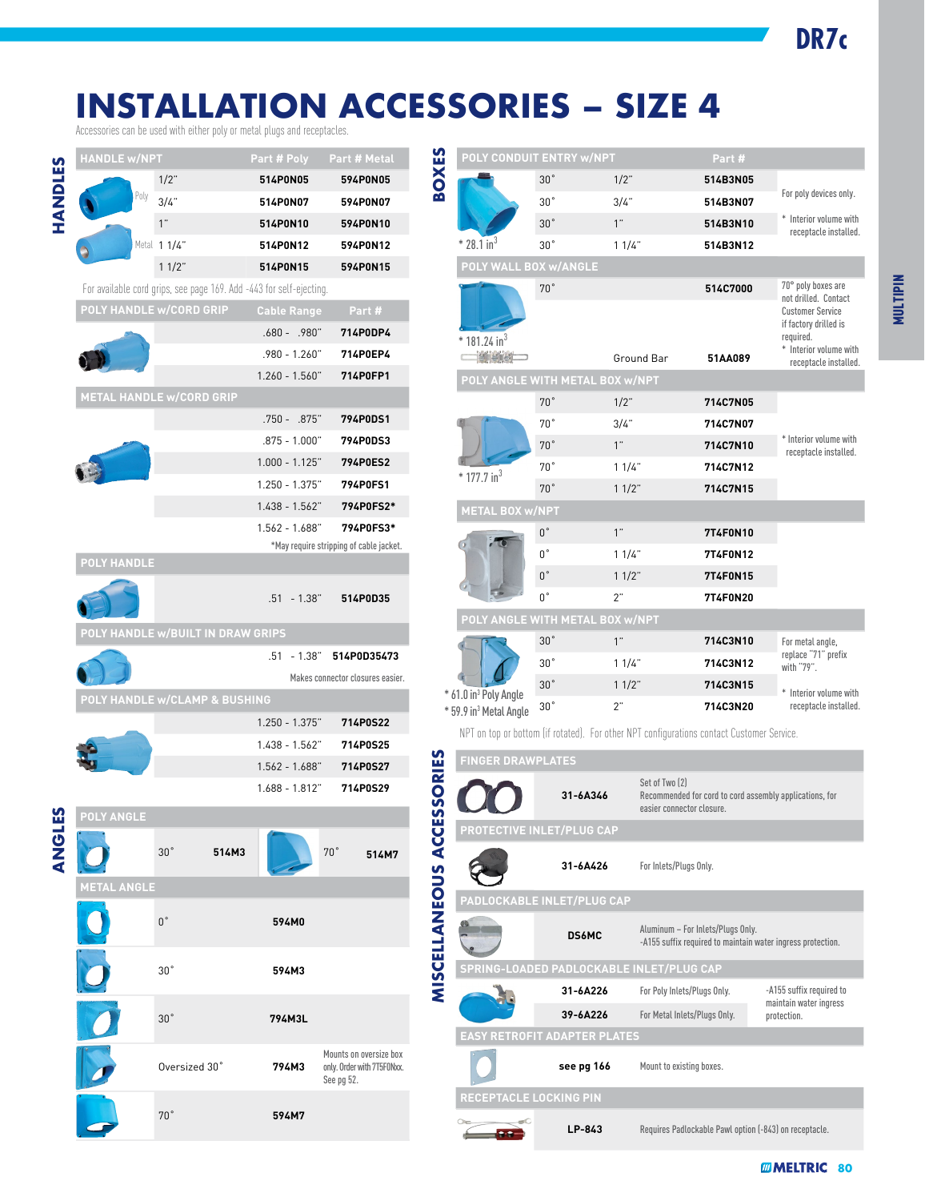# INSTALLATION ACCESSORIES – SIZE 4

Accessories can be used with either poly or metal plugs and receptacles.

## HANDLES

| HANDLE w/NPT | | Part # Poly | Part # Metal |
|---|---|---|---|
| Poly | 1/2" | 514P0N05 | 594P0N05 |
| | 3/4" | 514P0N07 | 594P0N07 |
| | 1" | 514P0N10 | 594P0N10 |
| Metal | 1 1/4" | 514P0N12 | 594P0N12 |
| | 1 1/2" | 514P0N15 | 594P0N15 |

For available cord grips, see page 169. Add -443 for self-ejecting.

| POLY HANDLE w/CORD GRIP | Cable Range | Part # |
|---|---|---|
| | .680 - .980" | 714P0DP4 |
| | .980 - 1.260" | 714P0EP4 |
| | 1.260 - 1.560" | 714P0FP1 |

| METAL HANDLE w/CORD GRIP | Cable Range | Part # |
|---|---|---|
| | .750 - .875" | 794P0DS1 |
| | .875 - 1.000" | 794P0DS3 |
| | 1.000 - 1.125" | 794P0ES2 |
| | 1.250 - 1.375" | 794P0FS1 |
| | 1.438 - 1.562" | 794P0FS2* |
| | 1.562 - 1.688" | 794P0FS3* |

*May require stripping of cable jacket.

| POLY HANDLE | Cable Range | Part # |
|---|---|---|
| | .51 - 1.38" | 514P0D35 |

| POLY HANDLE w/BUILT IN DRAW GRIPS | Cable Range | Part # |
|---|---|---|
| | .51 - 1.38" | 514P0D35473 |

Makes connector closures easier.

| POLY HANDLE w/CLAMP & BUSHING | Cable Range | Part # |
|---|---|---|
| | 1.250 - 1.375" | 714P0S22 |
| | 1.438 - 1.562" | 714P0S25 |
| | 1.562 - 1.688" | 714P0S27 |
| | 1.688 - 1.812" | 714P0S29 |

## ANGLES

| POLY ANGLE | | | |
|---|---|---|---|
| 30° | 514M3 | 70° | 514M7 |

| METAL ANGLE | | |
|---|---|---|
| 0° | 594M0 | |
| 30° | 594M3 | |
| 30° | 794M3L | |
| Oversized 30° | 794M3 | Mounts on oversize box only. Order with 7T5F0Nxx. See pg 52. |
| 70° | 594M7 | |

## BOXES

| POLY CONDUIT ENTRY w/NPT | | Part # | |
|---|---|---|---|
| 30° | 1/2" | 514B3N05 | For poly devices only. |
| 30° | 3/4" | 514B3N07 | |
| 30° | 1" | 514B3N10 | * Interior volume with receptacle installed. |
| 30° | 1 1/4" | 514B3N12 | |

* 28.1 in³

| POLY WALL BOX w/ANGLE | | Part # | |
|---|---|---|---|
| 70° | | 514C7000 | 70° poly boxes are not drilled. Contact Customer Service if factory drilled is required. |
| | Ground Bar | 51AA089 | * Interior volume with receptacle installed. |

* 181.24 in³

| POLY ANGLE WITH METAL BOX w/NPT | | Part # | |
|---|---|---|---|
| 70° | 1/2" | 714C7N05 | |
| 70° | 3/4" | 714C7N07 | |
| 70° | 1" | 714C7N10 | * Interior volume with receptacle installed. |
| 70° | 1 1/4" | 714C7N12 | |
| 70° | 1 1/2" | 714C7N15 | |

* 177.7 in³

| METAL BOX w/NPT | | Part # |
|---|---|---|
| 0° | 1" | 7T4F0N10 |
| 0° | 1 1/4" | 7T4F0N12 |
| 0° | 1 1/2" | 7T4F0N15 |
| 0° | 2" | 7T4F0N20 |

| POLY ANGLE WITH METAL BOX w/NPT | | Part # | |
|---|---|---|---|
| 30° | 1" | 714C3N10 | For metal angle, replace "71" prefix with "79". |
| 30° | 1 1/4" | 714C3N12 | |
| 30° | 1 1/2" | 714C3N15 | * Interior volume with receptacle installed. |
| 30° | 2" | 714C3N20 | |

* 61.0 in³ Poly Angle
* 59.9 in³ Metal Angle

NPT on top or bottom (if rotated). For other NPT configurations contact Customer Service.

## MISCELLANEOUS ACCESSORIES

| FINGER DRAWPLATES | |
|---|---|
| 31-6A346 | Set of Two (2) Recommended for cord to cord assembly applications, for easier connector closure. |

| PROTECTIVE INLET/PLUG CAP | |
|---|---|
| 31-6A426 | For Inlets/Plugs Only. |

| PADLOCKABLE INLET/PLUG CAP | |
|---|---|
| DS6MC | Aluminum – For Inlets/Plugs Only. -A155 suffix required to maintain water ingress protection. |

| SPRING-LOADED PADLOCKABLE INLET/PLUG CAP | | |
|---|---|---|
| 31-6A226 | For Poly Inlets/Plugs Only. | -A155 suffix required to maintain water ingress protection. |
| 39-6A226 | For Metal Inlets/Plugs Only. | |

| EASY RETROFIT ADAPTER PLATES | |
|---|---|
| see pg 166 | Mount to existing boxes. |

| RECEPTACLE LOCKING PIN | |
|---|---|
| LP-843 | Requires Padlockable Pawl option (-843) on receptacle. |